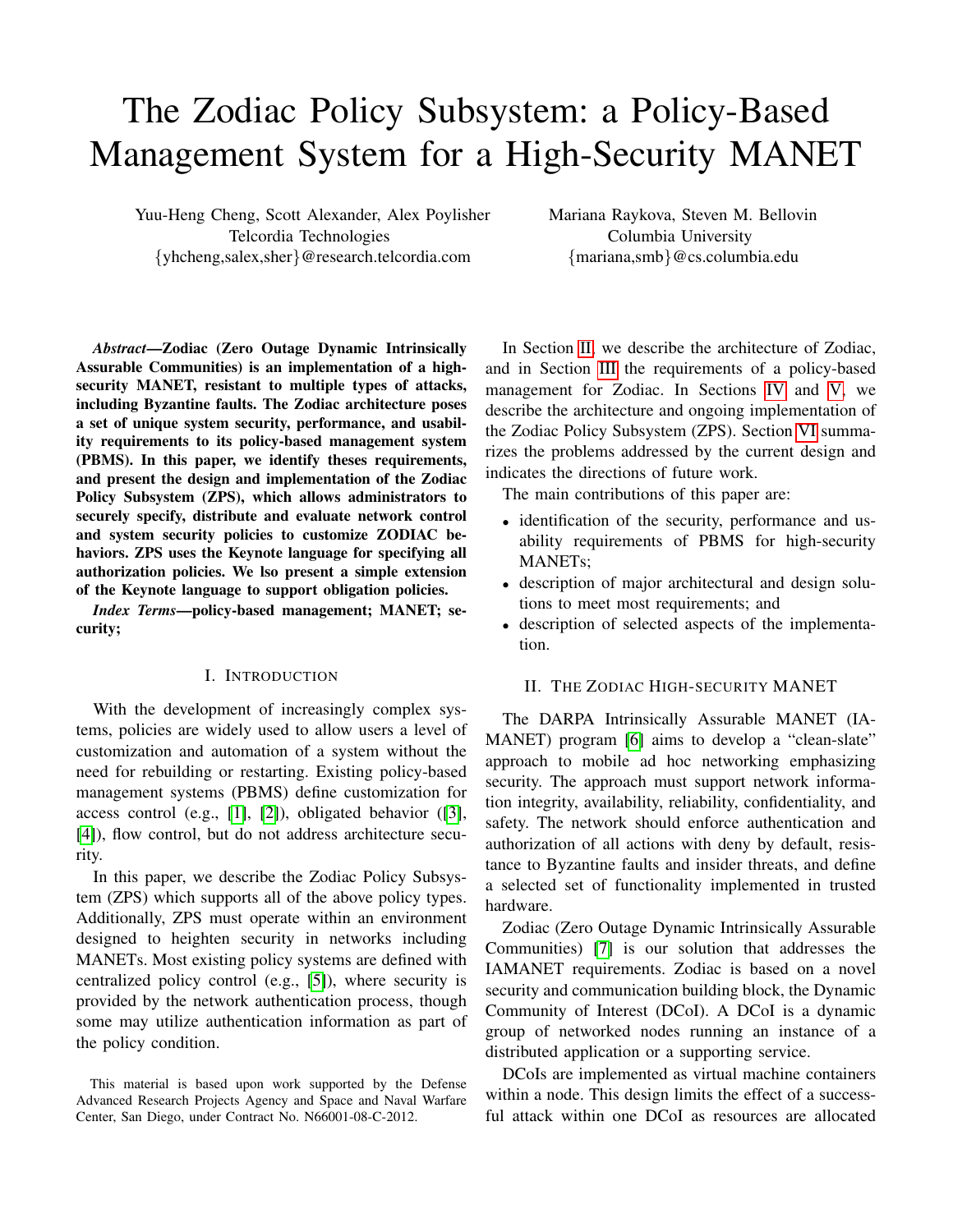# The Zodiac Policy Subsystem: a Policy-Based Management System for a High-Security MANET

Yuu-Heng Cheng, Scott Alexander, Alex Poylisher
Telcordia Technologies
{yhcheng,salex,sher}@research.telcordia.com

Mariana Raykova, Steven M. Bellovin
Columbia University
{mariana,smb}@cs.columbia.edu

***Abstract*—Zodiac (Zero Outage Dynamic Intrinsically Assurable Communities) is an implementation of a high-security MANET, resistant to multiple types of attacks, including Byzantine faults. The Zodiac architecture poses a set of unique system security, performance, and usability requirements to its policy-based management system (PBMS). In this paper, we identify theses requirements, and present the design and implementation of the Zodiac Policy Subsystem (ZPS), which allows administrators to securely specify, distribute and evaluate network control and system security policies to customize ZODIAC behaviors. ZPS uses the Keynote language for specifying all authorization policies. We lso present a simple extension of the Keynote language to support obligation policies.**

***Index Terms*—policy-based management; MANET; security;**

## I. Introduction

With the development of increasingly complex systems, policies are widely used to allow users a level of customization and automation of a system without the need for rebuilding or restarting. Existing policy-based management systems (PBMS) define customization for access control (e.g., [1], [2]), obligated behavior ([3], [4]), flow control, but do not address architecture security.

In this paper, we describe the Zodiac Policy Subsystem (ZPS) which supports all of the above policy types. Additionally, ZPS must operate within an environment designed to heighten security in networks including MANETs. Most existing policy systems are defined with centralized policy control (e.g., [5]), where security is provided by the network authentication process, though some may utilize authentication information as part of the policy condition.

In Section II, we describe the architecture of Zodiac, and in Section III the requirements of a policy-based management for Zodiac. In Sections IV and V, we describe the architecture and ongoing implementation of the Zodiac Policy Subsystem (ZPS). Section VI summarizes the problems addressed by the current design and indicates the directions of future work.

The main contributions of this paper are:

- identification of the security, performance and usability requirements of PBMS for high-security MANETs;
- description of major architectural and design solutions to meet most requirements; and
- description of selected aspects of the implementation.

## II. The Zodiac High-security MANET

The DARPA Intrinsically Assurable MANET (IAMANET) program [6] aims to develop a "clean-slate" approach to mobile ad hoc networking emphasizing security. The approach must support network information integrity, availability, reliability, confidentiality, and safety. The network should enforce authentication and authorization of all actions with deny by default, resistance to Byzantine faults and insider threats, and define a selected set of functionality implemented in trusted hardware.

Zodiac (Zero Outage Dynamic Intrinsically Assurable Communities) [7] is our solution that addresses the IAMANET requirements. Zodiac is based on a novel security and communication building block, the Dynamic Community of Interest (DCoI). A DCoI is a dynamic group of networked nodes running an instance of a distributed application or a supporting service.

DCoIs are implemented as virtual machine containers within a node. This design limits the effect of a successful attack within one DCoI as resources are allocated

This material is based upon work supported by the Defense Advanced Research Projects Agency and Space and Naval Warfare Center, San Diego, under Contract No. N66001-08-C-2012.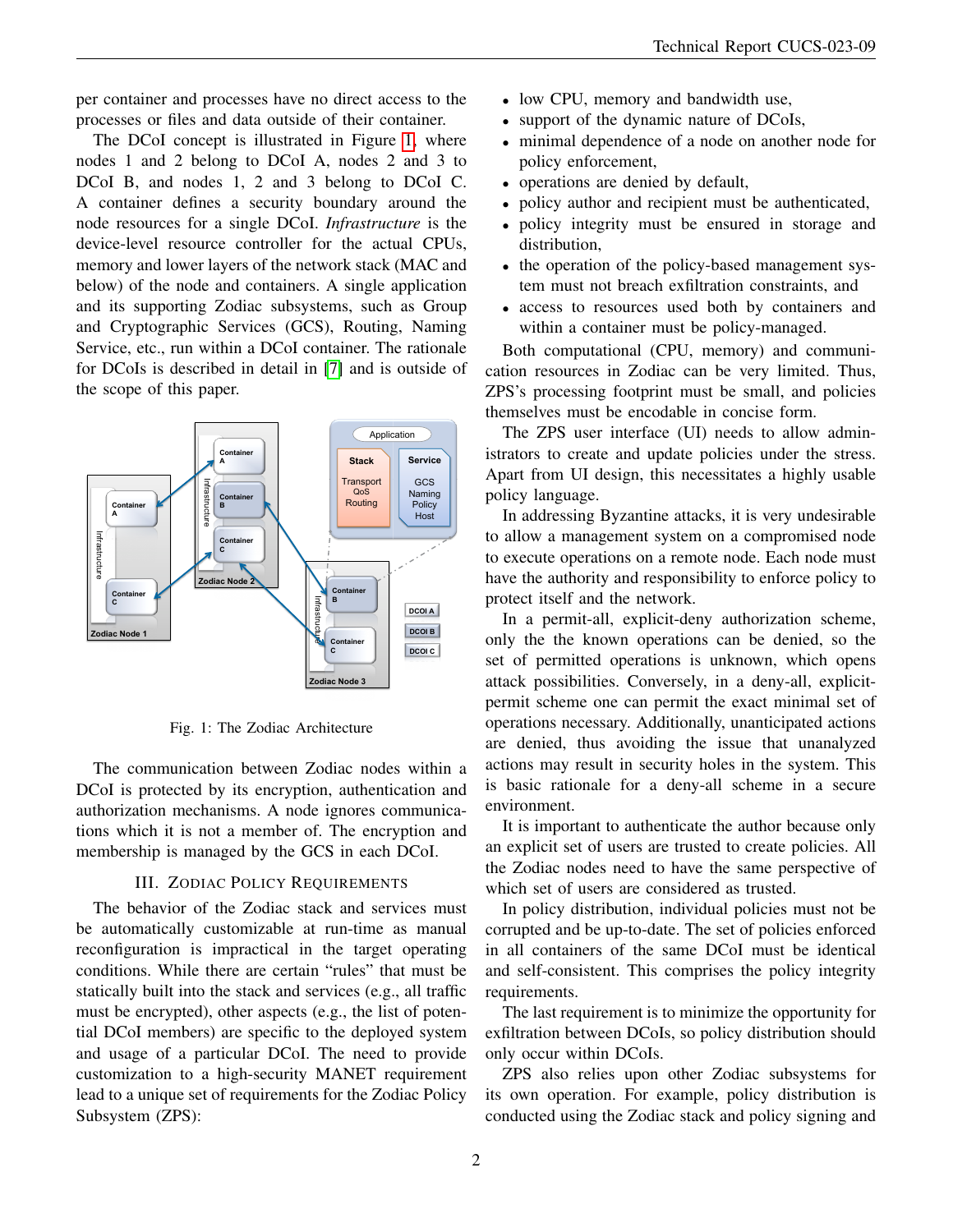per container and processes have no direct access to the processes or files and data outside of their container.

The DCoI concept is illustrated in Figure 1, where nodes 1 and 2 belong to DCoI A, nodes 2 and 3 to DCoI B, and nodes 1, 2 and 3 belong to DCoI C. A container defines a security boundary around the node resources for a single DCoI. *Infrastructure* is the device-level resource controller for the actual CPUs, memory and lower layers of the network stack (MAC and below) of the node and containers. A single application and its supporting Zodiac subsystems, such as Group and Cryptographic Services (GCS), Routing, Naming Service, etc., run within a DCoI container. The rationale for DCoIs is described in detail in [7] and is outside of the scope of this paper.

Fig. 1: The Zodiac Architecture

The communication between Zodiac nodes within a DCoI is protected by its encryption, authentication and authorization mechanisms. A node ignores communications which it is not a member of. The encryption and membership is managed by the GCS in each DCoI.

## III. Zodiac Policy Requirements

The behavior of the Zodiac stack and services must be automatically customizable at run-time as manual reconfiguration is impractical in the target operating conditions. While there are certain "rules" that must be statically built into the stack and services (e.g., all traffic must be encrypted), other aspects (e.g., the list of potential DCoI members) are specific to the deployed system and usage of a particular DCoI. The need to provide customization to a high-security MANET requirement lead to a unique set of requirements for the Zodiac Policy Subsystem (ZPS):

- low CPU, memory and bandwidth use,
- support of the dynamic nature of DCoIs,
- minimal dependence of a node on another node for policy enforcement,
- operations are denied by default,
- policy author and recipient must be authenticated,
- policy integrity must be ensured in storage and distribution,
- the operation of the policy-based management system must not breach exfiltration constraints, and
- access to resources used both by containers and within a container must be policy-managed.

Both computational (CPU, memory) and communication resources in Zodiac can be very limited. Thus, ZPS's processing footprint must be small, and policies themselves must be encodable in concise form.

The ZPS user interface (UI) needs to allow administrators to create and update policies under the stress. Apart from UI design, this necessitates a highly usable policy language.

In addressing Byzantine attacks, it is very undesirable to allow a management system on a compromised node to execute operations on a remote node. Each node must have the authority and responsibility to enforce policy to protect itself and the network.

In a permit-all, explicit-deny authorization scheme, only the the known operations can be denied, so the set of permitted operations is unknown, which opens attack possibilities. Conversely, in a deny-all, explicit-permit scheme one can permit the exact minimal set of operations necessary. Additionally, unanticipated actions are denied, thus avoiding the issue that unanalyzed actions may result in security holes in the system. This is basic rationale for a deny-all scheme in a secure environment.

It is important to authenticate the author because only an explicit set of users are trusted to create policies. All the Zodiac nodes need to have the same perspective of which set of users are considered as trusted.

In policy distribution, individual policies must not be corrupted and be up-to-date. The set of policies enforced in all containers of the same DCoI must be identical and self-consistent. This comprises the policy integrity requirements.

The last requirement is to minimize the opportunity for exfiltration between DCoIs, so policy distribution should only occur within DCoIs.

ZPS also relies upon other Zodiac subsystems for its own operation. For example, policy distribution is conducted using the Zodiac stack and policy signing and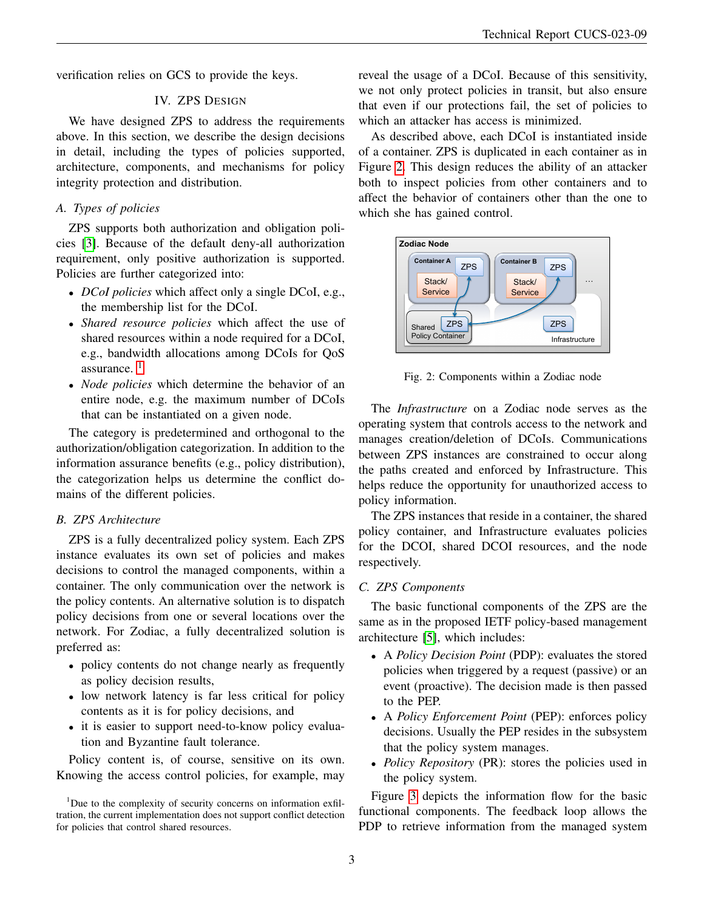verification relies on GCS to provide the keys.

## IV. ZPS Design

We have designed ZPS to address the requirements above. In this section, we describe the design decisions in detail, including the types of policies supported, architecture, components, and mechanisms for policy integrity protection and distribution.

### A. Types of policies

ZPS supports both authorization and obligation policies [3]. Because of the default deny-all authorization requirement, only positive authorization is supported. Policies are further categorized into:

- *DCoI policies* which affect only a single DCoI, e.g., the membership list for the DCoI.
- *Shared resource policies* which affect the use of shared resources within a node required for a DCoI, e.g., bandwidth allocations among DCoIs for QoS assurance. [1]
- *Node policies* which determine the behavior of an entire node, e.g. the maximum number of DCoIs that can be instantiated on a given node.

The category is predetermined and orthogonal to the authorization/obligation categorization. In addition to the information assurance benefits (e.g., policy distribution), the categorization helps us determine the conflict domains of the different policies.

### B. ZPS Architecture

ZPS is a fully decentralized policy system. Each ZPS instance evaluates its own set of policies and makes decisions to control the managed components, within a container. The only communication over the network is the policy contents. An alternative solution is to dispatch policy decisions from one or several locations over the network. For Zodiac, a fully decentralized solution is preferred as:

- policy contents do not change nearly as frequently as policy decision results,
- low network latency is far less critical for policy contents as it is for policy decisions, and
- it is easier to support need-to-know policy evaluation and Byzantine fault tolerance.

Policy content is, of course, sensitive on its own. Knowing the access control policies, for example, may reveal the usage of a DCoI. Because of this sensitivity, we not only protect policies in transit, but also ensure that even if our protections fail, the set of policies to which an attacker has access is minimized.

As described above, each DCoI is instantiated inside of a container. ZPS is duplicated in each container as in Figure 2. This design reduces the ability of an attacker both to inspect policies from other containers and to affect the behavior of containers other than the one to which she has gained control.

Fig. 2: Components within a Zodiac node

The *Infrastructure* on a Zodiac node serves as the operating system that controls access to the network and manages creation/deletion of DCoIs. Communications between ZPS instances are constrained to occur along the paths created and enforced by Infrastructure. This helps reduce the opportunity for unauthorized access to policy information.

The ZPS instances that reside in a container, the shared policy container, and Infrastructure evaluates policies for the DCOI, shared DCOI resources, and the node respectively.

### C. ZPS Components

The basic functional components of the ZPS are the same as in the proposed IETF policy-based management architecture [5], which includes:

- A *Policy Decision Point* (PDP): evaluates the stored policies when triggered by a request (passive) or an event (proactive). The decision made is then passed to the PEP.
- A *Policy Enforcement Point* (PEP): enforces policy decisions. Usually the PEP resides in the subsystem that the policy system manages.
- *Policy Repository* (PR): stores the policies used in the policy system.

Figure 3 depicts the information flow for the basic functional components. The feedback loop allows the PDP to retrieve information from the managed system

[1] Due to the complexity of security concerns on information exfiltration, the current implementation does not support conflict detection for policies that control shared resources.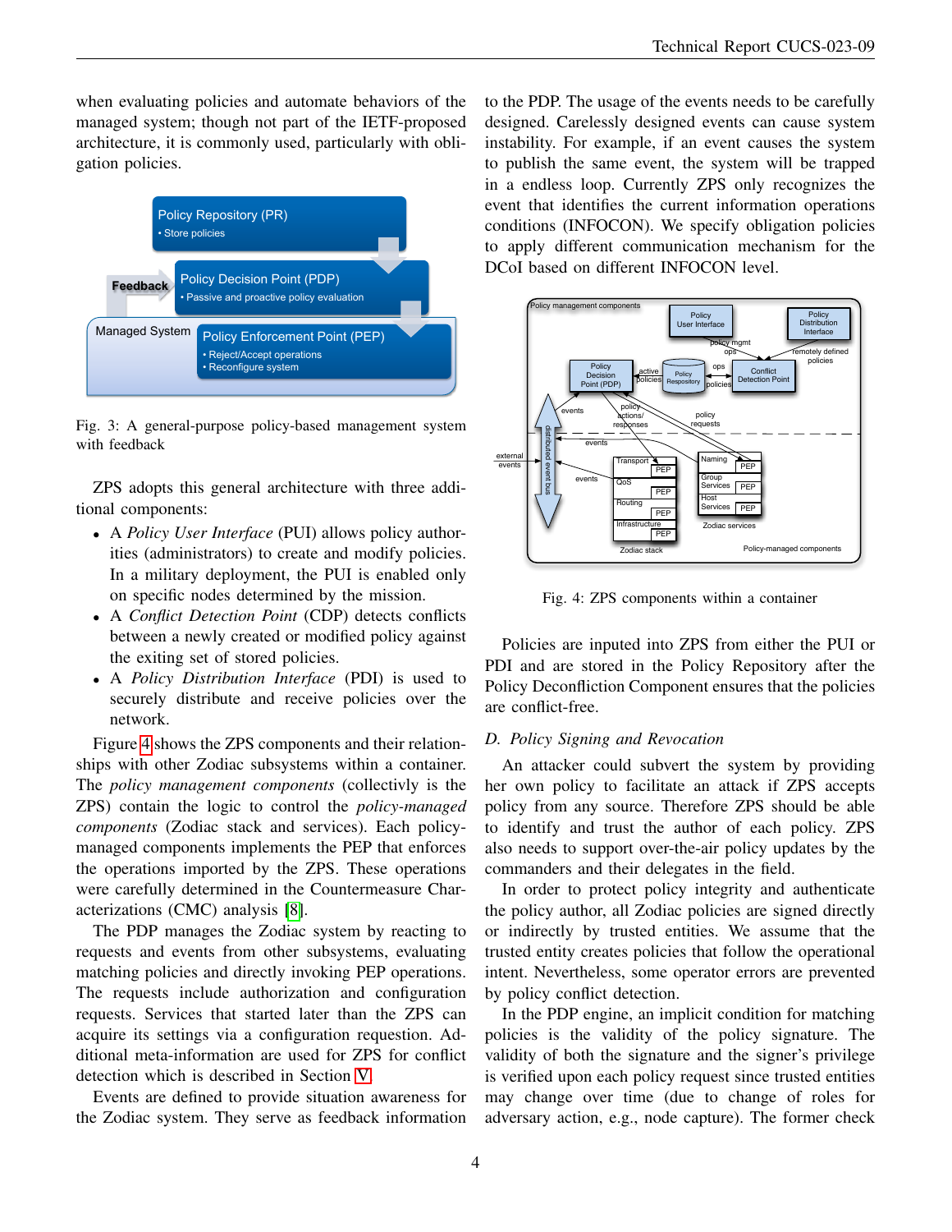when evaluating policies and automate behaviors of the managed system; though not part of the IETF-proposed architecture, it is commonly used, particularly with obligation policies.

Fig. 3: A general-purpose policy-based management system with feedback

ZPS adopts this general architecture with three additional components:

- A *Policy User Interface* (PUI) allows policy authorities (administrators) to create and modify policies. In a military deployment, the PUI is enabled only on specific nodes determined by the mission.
- A *Conflict Detection Point* (CDP) detects conflicts between a newly created or modified policy against the exiting set of stored policies.
- A *Policy Distribution Interface* (PDI) is used to securely distribute and receive policies over the network.

Figure 4 shows the ZPS components and their relationships with other Zodiac subsystems within a container. The *policy management components* (collectivly is the ZPS) contain the logic to control the *policy-managed components* (Zodiac stack and services). Each policy-managed components implements the PEP that enforces the operations imported by the ZPS. These operations were carefully determined in the Countermeasure Characterizations (CMC) analysis [8].

The PDP manages the Zodiac system by reacting to requests and events from other subsystems, evaluating matching policies and directly invoking PEP operations. The requests include authorization and configuration requests. Services that started later than the ZPS can acquire its settings via a configuration requestion. Additional meta-information are used for ZPS for conflict detection which is described in Section V.

Events are defined to provide situation awareness for the Zodiac system. They serve as feedback information to the PDP. The usage of the events needs to be carefully designed. Carelessly designed events can cause system instability. For example, if an event causes the system to publish the same event, the system will be trapped in a endless loop. Currently ZPS only recognizes the event that identifies the current information operations conditions (INFOCON). We specify obligation policies to apply different communication mechanism for the DCoI based on different INFOCON level.

Fig. 4: ZPS components within a container

Policies are inputed into ZPS from either the PUI or PDI and are stored in the Policy Repository after the Policy Deconfliction Component ensures that the policies are conflict-free.

### D. Policy Signing and Revocation

An attacker could subvert the system by providing her own policy to facilitate an attack if ZPS accepts policy from any source. Therefore ZPS should be able to identify and trust the author of each policy. ZPS also needs to support over-the-air policy updates by the commanders and their delegates in the field.

In order to protect policy integrity and authenticate the policy author, all Zodiac policies are signed directly or indirectly by trusted entities. We assume that the trusted entity creates policies that follow the operational intent. Nevertheless, some operator errors are prevented by policy conflict detection.

In the PDP engine, an implicit condition for matching policies is the validity of the policy signature. The validity of both the signature and the signer's privilege is verified upon each policy request since trusted entities may change over time (due to change of roles for adversary action, e.g., node capture). The former check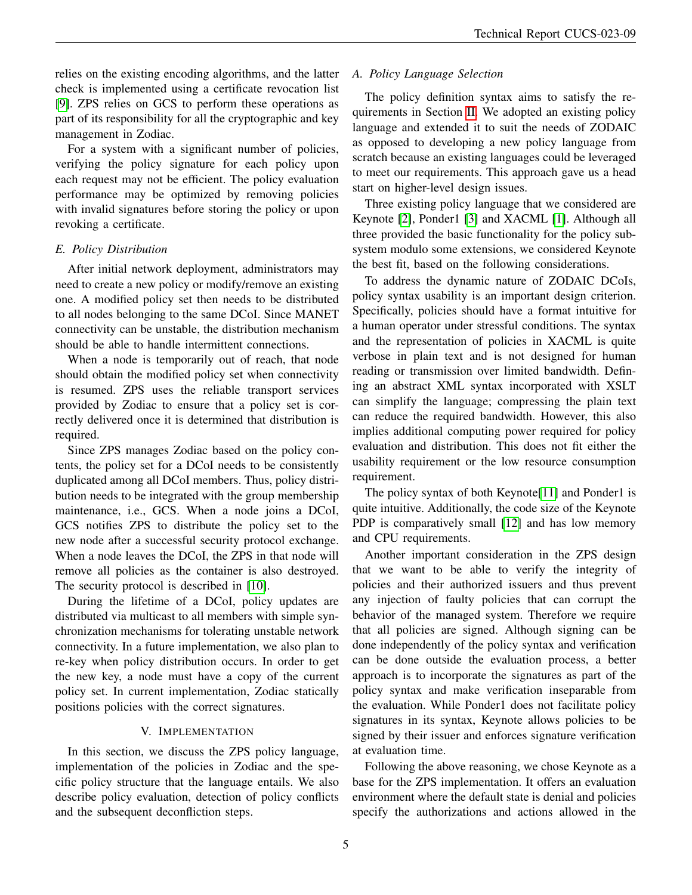relies on the existing encoding algorithms, and the latter check is implemented using a certificate revocation list [9]. ZPS relies on GCS to perform these operations as part of its responsibility for all the cryptographic and key management in Zodiac.

For a system with a significant number of policies, verifying the policy signature for each policy upon each request may not be efficient. The policy evaluation performance may be optimized by removing policies with invalid signatures before storing the policy or upon revoking a certificate.

### *E. Policy Distribution*

After initial network deployment, administrators may need to create a new policy or modify/remove an existing one. A modified policy set then needs to be distributed to all nodes belonging to the same DCoI. Since MANET connectivity can be unstable, the distribution mechanism should be able to handle intermittent connections.

When a node is temporarily out of reach, that node should obtain the modified policy set when connectivity is resumed. ZPS uses the reliable transport services provided by Zodiac to ensure that a policy set is correctly delivered once it is determined that distribution is required.

Since ZPS manages Zodiac based on the policy contents, the policy set for a DCoI needs to be consistently duplicated among all DCoI members. Thus, policy distribution needs to be integrated with the group membership maintenance, i.e., GCS. When a node joins a DCoI, GCS notifies ZPS to distribute the policy set to the new node after a successful security protocol exchange. When a node leaves the DCoI, the ZPS in that node will remove all policies as the container is also destroyed. The security protocol is described in [10].

During the lifetime of a DCoI, policy updates are distributed via multicast to all members with simple synchronization mechanisms for tolerating unstable network connectivity. In a future implementation, we also plan to re-key when policy distribution occurs. In order to get the new key, a node must have a copy of the current policy set. In current implementation, Zodiac statically positions policies with the correct signatures.

## V. Implementation

In this section, we discuss the ZPS policy language, implementation of the policies in Zodiac and the specific policy structure that the language entails. We also describe policy evaluation, detection of policy conflicts and the subsequent deconfliction steps.

### *A. Policy Language Selection*

The policy definition syntax aims to satisfy the requirements in Section II. We adopted an existing policy language and extended it to suit the needs of ZODAIC as opposed to developing a new policy language from scratch because an existing languages could be leveraged to meet our requirements. This approach gave us a head start on higher-level design issues.

Three existing policy language that we considered are Keynote [2], Ponder1 [3] and XACML [1]. Although all three provided the basic functionality for the policy subsystem modulo some extensions, we considered Keynote the best fit, based on the following considerations.

To address the dynamic nature of ZODAIC DCoIs, policy syntax usability is an important design criterion. Specifically, policies should have a format intuitive for a human operator under stressful conditions. The syntax and the representation of policies in XACML is quite verbose in plain text and is not designed for human reading or transmission over limited bandwidth. Defining an abstract XML syntax incorporated with XSLT can simplify the language; compressing the plain text can reduce the required bandwidth. However, this also implies additional computing power required for policy evaluation and distribution. This does not fit either the usability requirement or the low resource consumption requirement.

The policy syntax of both Keynote[11] and Ponder1 is quite intuitive. Additionally, the code size of the Keynote PDP is comparatively small [12] and has low memory and CPU requirements.

Another important consideration in the ZPS design that we want to be able to verify the integrity of policies and their authorized issuers and thus prevent any injection of faulty policies that can corrupt the behavior of the managed system. Therefore we require that all policies are signed. Although signing can be done independently of the policy syntax and verification can be done outside the evaluation process, a better approach is to incorporate the signatures as part of the policy syntax and make verification inseparable from the evaluation. While Ponder1 does not facilitate policy signatures in its syntax, Keynote allows policies to be signed by their issuer and enforces signature verification at evaluation time.

Following the above reasoning, we chose Keynote as a base for the ZPS implementation. It offers an evaluation environment where the default state is denial and policies specify the authorizations and actions allowed in the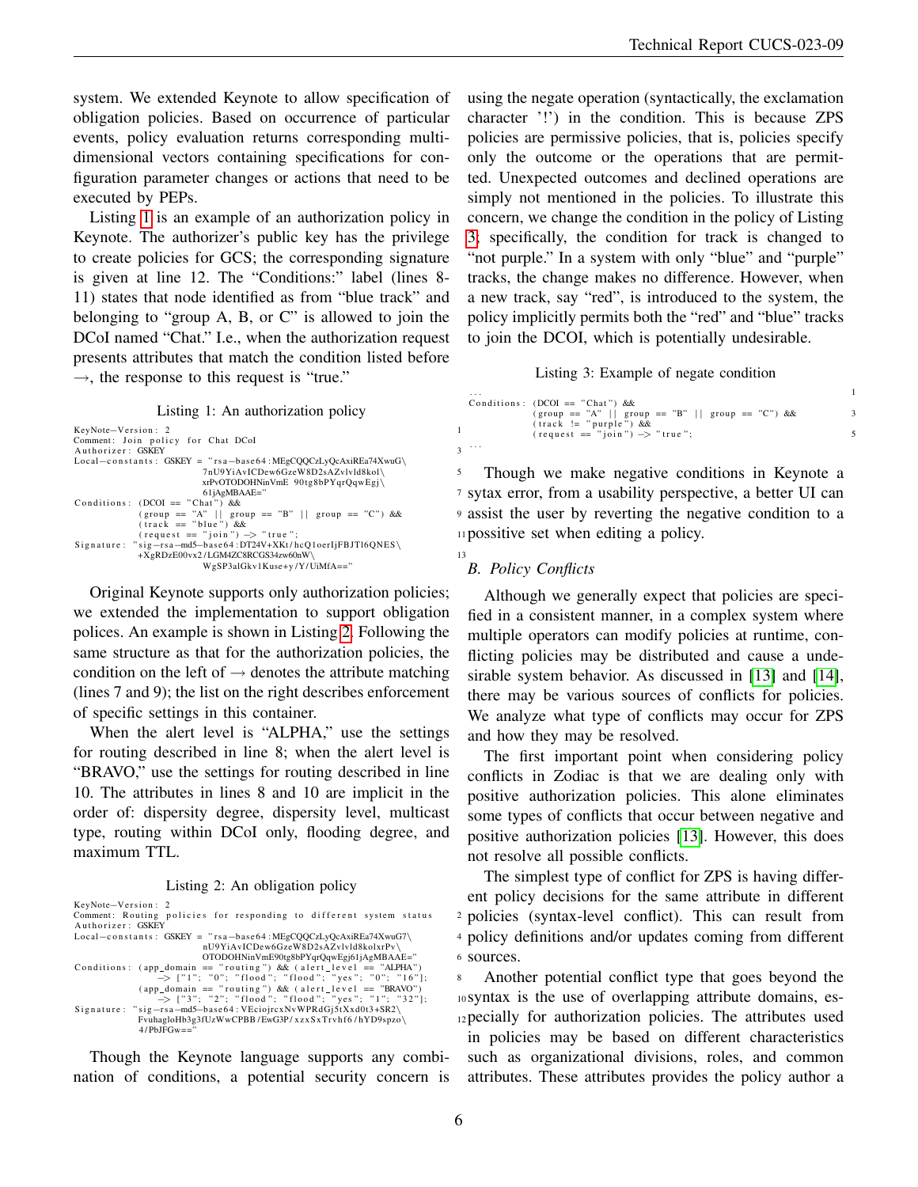system. We extended Keynote to allow specification of obligation policies. Based on occurrence of particular events, policy evaluation returns corresponding multi-dimensional vectors containing specifications for configuration parameter changes or actions that need to be executed by PEPs.

Listing 1 is an example of an authorization policy in Keynote. The authorizer's public key has the privilege to create policies for GCS; the corresponding signature is given at line 12. The "Conditions:" label (lines 8-11) states that node identified as from "blue track" and belonging to "group A, B, or C" is allowed to join the DCoI named "Chat." I.e., when the authorization request presents attributes that match the condition listed before →, the response to this request is "true."

Listing 1: An authorization policy

```
KeyNote-Version: 2
Comment: Join policy for Chat DCoI
Authorizer: GSKEY
Local-constants: GSKEY = "rsa-base64:MEgCQQCzLyQcAxiREa74XwuG\
                          7nU9YiAvICDew6GzeW8D2sAZvlvld8kol\
                          xrPvOTODOHNinVmE 90tg8bPYqrQqwEgj\
                          61jAgMBAAE="
Conditions: (DCOI == "Chat") &&
            (group == "A" || group == "B" || group == "C") &&
            (track == "blue") &&
            (request == "join") -> "true";
Signature: "sig-rsa-md5-base64:DT24V+XKt/hcQ1oerIjFBJTl6QNES\
            +XgRDzE00vx2/LGM4ZC8RCGS34zw60nW\
            WgSP3alGkv1Kuse+y/Y/UiMfA=="
```

Original Keynote supports only authorization policies; we extended the implementation to support obligation polices. An example is shown in Listing 2. Following the same structure as that for the authorization policies, the condition on the left of → denotes the attribute matching (lines 7 and 9); the list on the right describes enforcement of specific settings in this container.

When the alert level is "ALPHA," use the settings for routing described in line 8; when the alert level is "BRAVO," use the settings for routing described in line 10. The attributes in lines 8 and 10 are implicit in the order of: dispersity degree, dispersity level, multicast type, routing within DCoI only, flooding degree, and maximum TTL.

Listing 2: An obligation policy

```
KeyNote-Version: 2
Comment: Routing policies for responding to different system status
Authorizer: GSKEY
Local-constants: GSKEY = "rsa-base64:MEgCQQCzLyQcAxiREa74XwuG7\
                          nU9YiAvICDew6GzeW8D2sAZvlvld8kolxrPv\
                          OTODOHNinVmE90tg8bPYqrQqwEgj61jAgMBAAE="
Conditions: (app_domain == "routing") && (alert_level == "ALPHA")
              -> ["1"; "0"; "flood"; "yes"; "0"; "16"];
            (app_domain == "routing") && (alert_level == "BRAVO")
              -> ["3"; "2"; "flood"; "flood"; "yes"; "1"; "32"];
Signature: "sig-rsa-md5-base64:VEciojrcxNvWPRdGj5tXxd0t3+SR2\
            FvuhagloHb3g3fUzWwCPBB/EwG3P/xzxSxTrvhf6/hYD9spzo\
            4/PbJFGw=="
```

Though the Keynote language supports any combination of conditions, a potential security concern is using the negate operation (syntactically, the exclamation character '!') in the condition. This is because ZPS policies are permissive policies, that is, policies specify only the outcome or the operations that are permitted. Unexpected outcomes and declined operations are simply not mentioned in the policies. To illustrate this concern, we change the condition in the policy of Listing 3; specifically, the condition for track is changed to "not purple." In a system with only "blue" and "purple" tracks, the change makes no difference. However, when a new track, say "red", is introduced to the system, the policy implicitly permits both the "red" and "blue" tracks to join the DCOI, which is potentially undesirable.

Listing 3: Example of negate condition

```
...
Conditions: (DCOI == "Chat") &&
            (group == "A" || group == "B" || group == "C") &&
            (track != "purple") &&
            (request == "join") -> "true";
...
```

Though we make negative conditions in Keynote a sytax error, from a usability perspective, a better UI can assist the user by reverting the negative condition to a possitive set when editing a policy.

### B. Policy Conflicts

Although we generally expect that policies are specified in a consistent manner, in a complex system where multiple operators can modify policies at runtime, conflicting policies may be distributed and cause a undesirable system behavior. As discussed in [13] and [14], there may be various sources of conflicts for policies. We analyze what type of conflicts may occur for ZPS and how they may be resolved.

The first important point when considering policy conflicts in Zodiac is that we are dealing only with positive authorization policies. This alone eliminates some types of conflicts that occur between negative and positive authorization policies [13]. However, this does not resolve all possible conflicts.

The simplest type of conflict for ZPS is having different policy decisions for the same attribute in different policies (syntax-level conflict). This can result from policy definitions and/or updates coming from different sources.

Another potential conflict type that goes beyond the syntax is the use of overlapping attribute domains, especially for authorization policies. The attributes used in policies may be based on different characteristics such as organizational divisions, roles, and common attributes. These attributes provides the policy author a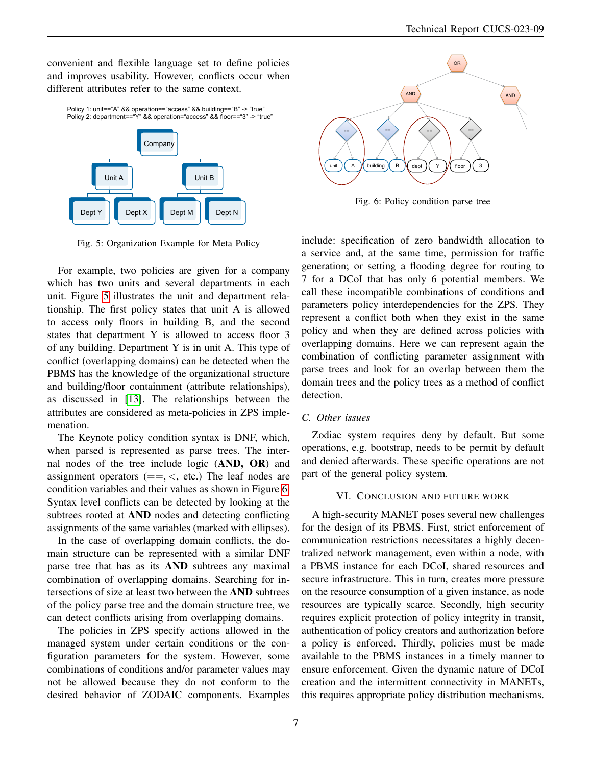convenient and flexible language set to define policies and improves usability. However, conflicts occur when different attributes refer to the same context.

Policy 1: unit=="A" && operation=="access" && building=="B" -> "true"
Policy 2: department=="Y" && operation="access" && floor=="3" -> "true"

Fig. 5: Organization Example for Meta Policy

For example, two policies are given for a company which has two units and several departments in each unit. Figure 5 illustrates the unit and department relationship. The first policy states that unit A is allowed to access only floors in building B, and the second states that department Y is allowed to access floor 3 of any building. Department Y is in unit A. This type of conflict (overlapping domains) can be detected when the PBMS has the knowledge of the organizational structure and building/floor containment (attribute relationships), as discussed in [13]. The relationships between the attributes are considered as meta-policies in ZPS implemenation.

The Keynote policy condition syntax is DNF, which, when parsed is represented as parse trees. The internal nodes of the tree include logic (**AND, OR**) and assignment operators ($==, <$, etc.) The leaf nodes are condition variables and their values as shown in Figure 6. Syntax level conflicts can be detected by looking at the subtrees rooted at **AND** nodes and detecting conflicting assignments of the same variables (marked with ellipses).

In the case of overlapping domain conflicts, the domain structure can be represented with a similar DNF parse tree that has as its **AND** subtrees any maximal combination of overlapping domains. Searching for intersections of size at least two between the **AND** subtrees of the policy parse tree and the domain structure tree, we can detect conflicts arising from overlapping domains.

The policies in ZPS specify actions allowed in the managed system under certain conditions or the configuration parameters for the system. However, some combinations of conditions and/or parameter values may not be allowed because they do not conform to the desired behavior of ZODAIC components. Examples include: specification of zero bandwidth allocation to a service and, at the same time, permission for traffic generation; or setting a flooding degree for routing to 7 for a DCoI that has only 6 potential members. We call these incompatible combinations of conditions and parameters policy interdependencies for the ZPS. They represent a conflict both when they exist in the same policy and when they are defined across policies with overlapping domains. Here we can represent again the combination of conflicting parameter assignment with parse trees and look for an overlap between them the domain trees and the policy trees as a method of conflict detection.

Fig. 6: Policy condition parse tree

### C. Other issues

Zodiac system requires deny by default. But some operations, e.g. bootstrap, needs to be permit by default and denied afterwards. These specific operations are not part of the general policy system.

## VI. Conclusion and Future Work

A high-security MANET poses several new challenges for the design of its PBMS. First, strict enforcement of communication restrictions necessitates a highly decentralized network management, even within a node, with a PBMS instance for each DCoI, shared resources and secure infrastructure. This in turn, creates more pressure on the resource consumption of a given instance, as node resources are typically scarce. Secondly, high security requires explicit protection of policy integrity in transit, authentication of policy creators and authorization before a policy is enforced. Thirdly, policies must be made available to the PBMS instances in a timely manner to ensure enforcement. Given the dynamic nature of DCoI creation and the intermittent connectivity in MANETs, this requires appropriate policy distribution mechanisms.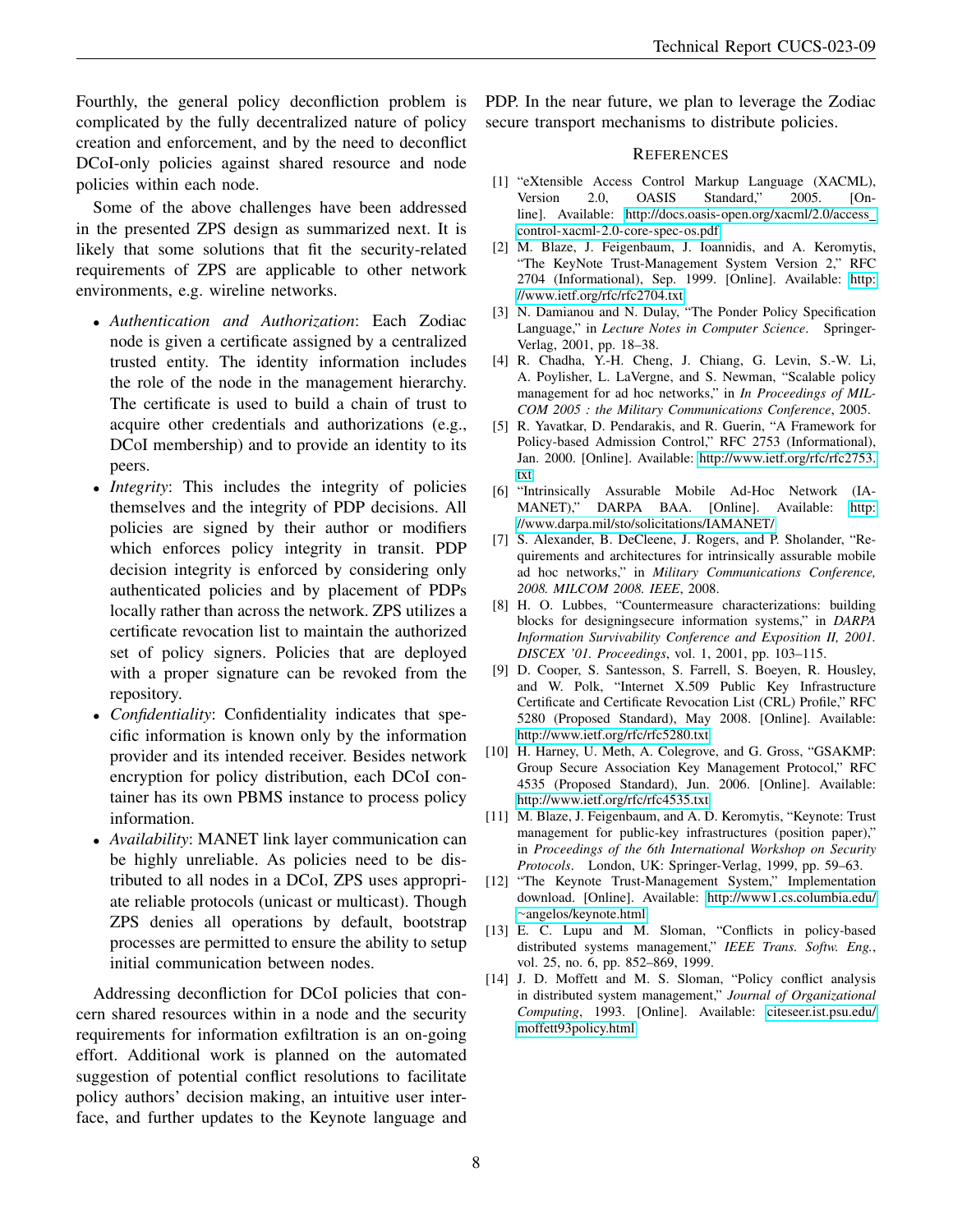Fourthly, the general policy deconfliction problem is complicated by the fully decentralized nature of policy creation and enforcement, and by the need to deconflict DCoI-only policies against shared resource and node policies within each node.

Some of the above challenges have been addressed in the presented ZPS design as summarized next. It is likely that some solutions that fit the security-related requirements of ZPS are applicable to other network environments, e.g. wireline networks.

- *Authentication and Authorization*: Each Zodiac node is given a certificate assigned by a centralized trusted entity. The identity information includes the role of the node in the management hierarchy. The certificate is used to build a chain of trust to acquire other credentials and authorizations (e.g., DCoI membership) and to provide an identity to its peers.
- *Integrity*: This includes the integrity of policies themselves and the integrity of PDP decisions. All policies are signed by their author or modifiers which enforces policy integrity in transit. PDP decision integrity is enforced by considering only authenticated policies and by placement of PDPs locally rather than across the network. ZPS utilizes a certificate revocation list to maintain the authorized set of policy signers. Policies that are deployed with a proper signature can be revoked from the repository.
- *Confidentiality*: Confidentiality indicates that specific information is known only by the information provider and its intended receiver. Besides network encryption for policy distribution, each DCoI container has its own PBMS instance to process policy information.
- *Availability*: MANET link layer communication can be highly unreliable. As policies need to be distributed to all nodes in a DCoI, ZPS uses appropriate reliable protocols (unicast or multicast). Though ZPS denies all operations by default, bootstrap processes are permitted to ensure the ability to setup initial communication between nodes.

Addressing deconfliction for DCoI policies that concern shared resources within in a node and the security requirements for information exfiltration is an on-going effort. Additional work is planned on the automated suggestion of potential conflict resolutions to facilitate policy authors' decision making, an intuitive user interface, and further updates to the Keynote language and PDP. In the near future, we plan to leverage the Zodiac secure transport mechanisms to distribute policies.

## References

[1] "eXtensible Access Control Markup Language (XACML), Version 2.0, OASIS Standard," 2005. [Online]. Available: http://docs.oasis-open.org/xacml/2.0/access_control-xacml-2.0-core-spec-os.pdf

[2] M. Blaze, J. Feigenbaum, J. Ioannidis, and A. Keromytis, "The KeyNote Trust-Management System Version 2," RFC 2704 (Informational), Sep. 1999. [Online]. Available: http://www.ietf.org/rfc/rfc2704.txt

[3] N. Damianou and N. Dulay, "The Ponder Policy Specification Language," in *Lecture Notes in Computer Science*. Springer-Verlag, 2001, pp. 18–38.

[4] R. Chadha, Y.-H. Cheng, J. Chiang, G. Levin, S.-W. Li, A. Poylisher, L. LaVergne, and S. Newman, "Scalable policy management for ad hoc networks," in *In Proceedings of MILCOM 2005 : the Military Communications Conference*, 2005.

[5] R. Yavatkar, D. Pendarakis, and R. Guerin, "A Framework for Policy-based Admission Control," RFC 2753 (Informational), Jan. 2000. [Online]. Available: http://www.ietf.org/rfc/rfc2753.txt

[6] "Intrinsically Assurable Mobile Ad-Hoc Network (IAMANET)," DARPA BAA. [Online]. Available: http://www.darpa.mil/sto/solicitations/IAMANET/

[7] S. Alexander, B. DeCleene, J. Rogers, and P. Sholander, "Requirements and architectures for intrinsically assurable mobile ad hoc networks," in *Military Communications Conference, 2008. MILCOM 2008. IEEE*, 2008.

[8] H. O. Lubbes, "Countermeasure characterizations: building blocks for designingsecure information systems," in *DARPA Information Survivability Conference and Exposition II, 2001. DISCEX '01. Proceedings*, vol. 1, 2001, pp. 103–115.

[9] D. Cooper, S. Santesson, S. Farrell, S. Boeyen, R. Housley, and W. Polk, "Internet X.509 Public Key Infrastructure Certificate and Certificate Revocation List (CRL) Profile," RFC 5280 (Proposed Standard), May 2008. [Online]. Available: http://www.ietf.org/rfc/rfc5280.txt

[10] H. Harney, U. Meth, A. Colegrove, and G. Gross, "GSAKMP: Group Secure Association Key Management Protocol," RFC 4535 (Proposed Standard), Jun. 2006. [Online]. Available: http://www.ietf.org/rfc/rfc4535.txt

[11] M. Blaze, J. Feigenbaum, and A. D. Keromytis, "Keynote: Trust management for public-key infrastructures (position paper)," in *Proceedings of the 6th International Workshop on Security Protocols*. London, UK: Springer-Verlag, 1999, pp. 59–63.

[12] "The Keynote Trust-Management System," Implementation download. [Online]. Available: http://www1.cs.columbia.edu/~angelos/keynote.html

[13] E. C. Lupu and M. Sloman, "Conflicts in policy-based distributed systems management," *IEEE Trans. Softw. Eng.*, vol. 25, no. 6, pp. 852–869, 1999.

[14] J. D. Moffett and M. S. Sloman, "Policy conflict analysis in distributed system management," *Journal of Organizational Computing*, 1993. [Online]. Available: citeseer.ist.psu.edu/moffett93policy.html